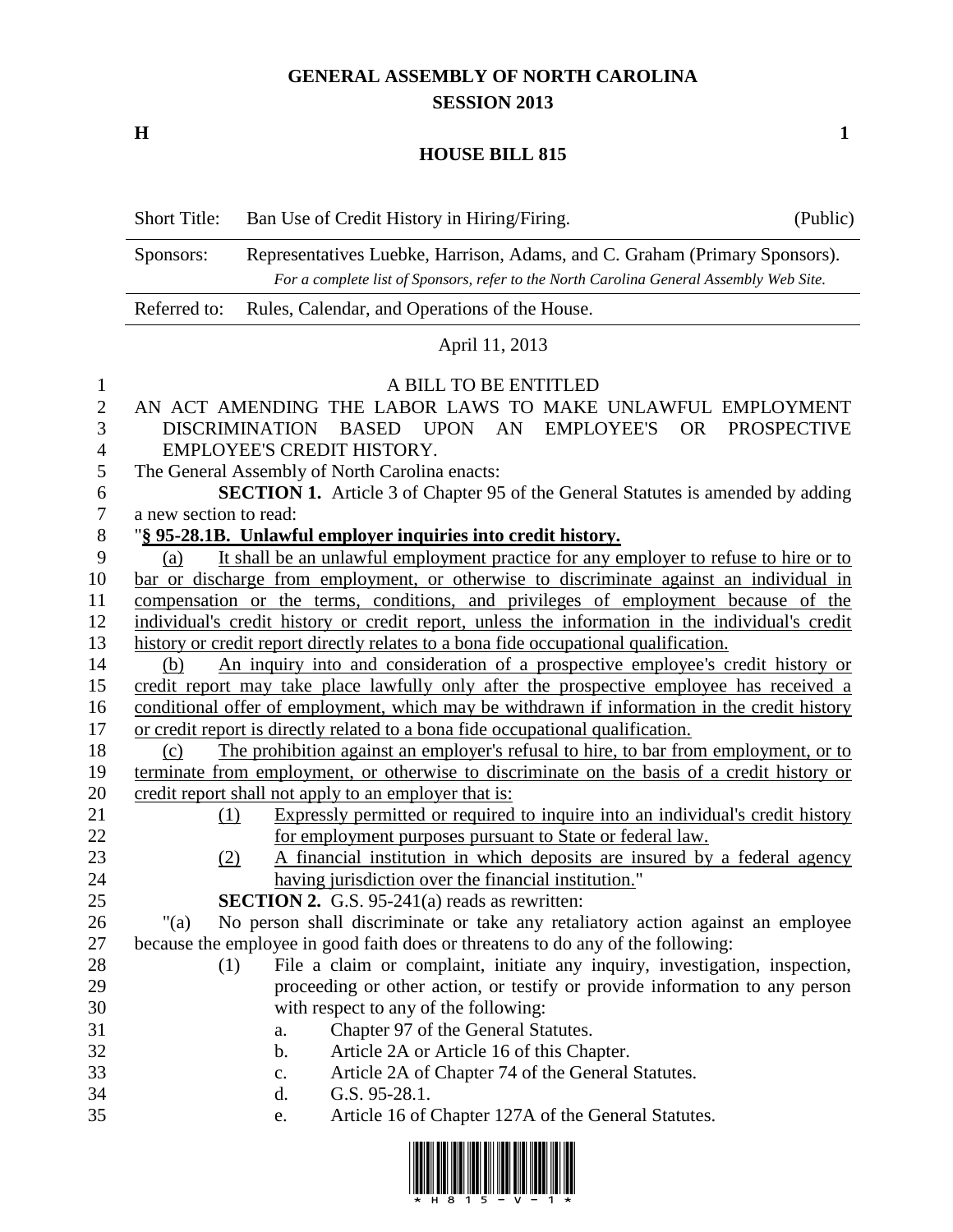# GENERAL ASSEMBLY OF NORTH CAROLINA
## SESSION 2013

**H** **1**

## HOUSE BILL 815

| | | |
|---|---|---|
| Short Title: | Ban Use of Credit History in Hiring/Firing. | (Public) |
| Sponsors: | Representatives Luebke, Harrison, Adams, and C. Graham (Primary Sponsors). *For a complete list of Sponsors, refer to the North Carolina General Assembly Web Site.* | |
| Referred to: | Rules, Calendar, and Operations of the House. | |

April 11, 2013

A BILL TO BE ENTITLED

AN ACT AMENDING THE LABOR LAWS TO MAKE UNLAWFUL EMPLOYMENT DISCRIMINATION BASED UPON AN EMPLOYEE'S OR PROSPECTIVE EMPLOYEE'S CREDIT HISTORY.

The General Assembly of North Carolina enacts:

**SECTION 1.** Article 3 of Chapter 95 of the General Statutes is amended by adding a new section to read:

"**§ 95-28.1B. Unlawful employer inquiries into credit history.**

(a) It shall be an unlawful employment practice for any employer to refuse to hire or to bar or discharge from employment, or otherwise to discriminate against an individual in compensation or the terms, conditions, and privileges of employment because of the individual's credit history or credit report, unless the information in the individual's credit history or credit report directly relates to a bona fide occupational qualification.

(b) An inquiry into and consideration of a prospective employee's credit history or credit report may take place lawfully only after the prospective employee has received a conditional offer of employment, which may be withdrawn if information in the credit history or credit report is directly related to a bona fide occupational qualification.

(c) The prohibition against an employer's refusal to hire, to bar from employment, or to terminate from employment, or otherwise to discriminate on the basis of a credit history or credit report shall not apply to an employer that is:

(1) Expressly permitted or required to inquire into an individual's credit history for employment purposes pursuant to State or federal law.

(2) A financial institution in which deposits are insured by a federal agency having jurisdiction over the financial institution."

**SECTION 2.** G.S. 95-241(a) reads as rewritten:

"(a) No person shall discriminate or take any retaliatory action against an employee because the employee in good faith does or threatens to do any of the following:

(1) File a claim or complaint, initiate any inquiry, investigation, inspection, proceeding or other action, or testify or provide information to any person with respect to any of the following:

a. Chapter 97 of the General Statutes.

b. Article 2A or Article 16 of this Chapter.

c. Article 2A of Chapter 74 of the General Statutes.

d. G.S. 95-28.1.

e. Article 16 of Chapter 127A of the General Statutes.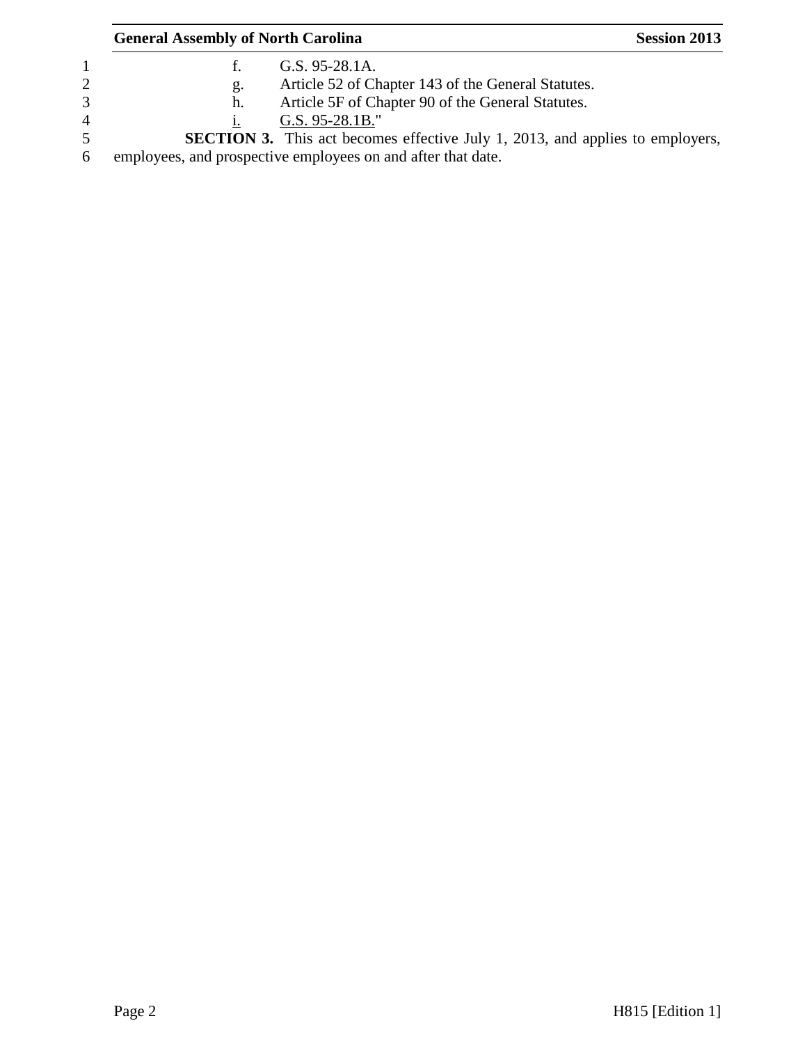f. G.S. 95-28.1A.

g. Article 52 of Chapter 143 of the General Statutes.

h. Article 5F of Chapter 90 of the General Statutes.

i. G.S. 95-28.1B."

**SECTION 3.** This act becomes effective July 1, 2013, and applies to employers, employees, and prospective employees on and after that date.